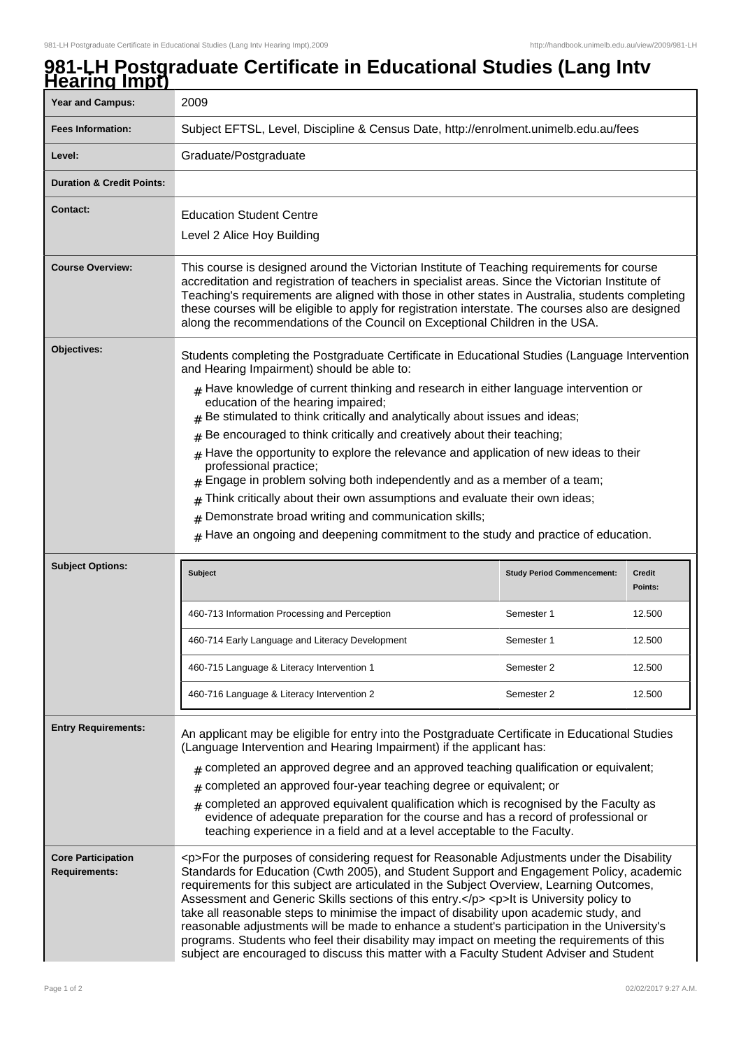# 981-LH Postgraduate Certificate in Educational Studies (Lang Intv Hearing Impt)

| | |
|---|---|
| **Year and Campus:** | 2009 |
| **Fees Information:** | Subject EFTSL, Level, Discipline & Census Date, http://enrolment.unimelb.edu.au/fees |
| **Level:** | Graduate/Postgraduate |
| **Duration & Credit Points:** | |
| **Contact:** | Education Student Centre<br>Level 2 Alice Hoy Building |
| **Course Overview:** | This course is designed around the Victorian Institute of Teaching requirements for course accreditation and registration of teachers in specialist areas. Since the Victorian Institute of Teaching's requirements are aligned with those in other states in Australia, students completing these courses will be eligible to apply for registration interstate. The courses also are designed along the recommendations of the Council on Exceptional Children in the USA. |
| **Objectives:** | Students completing the Postgraduate Certificate in Educational Studies (Language Intervention and Hearing Impairment) should be able to:<br># Have knowledge of current thinking and research in either language intervention or education of the hearing impaired;<br># Be stimulated to think critically and analytically about issues and ideas;<br># Be encouraged to think critically and creatively about their teaching;<br># Have the opportunity to explore the relevance and application of new ideas to their professional practice;<br># Engage in problem solving both independently and as a member of a team;<br># Think critically about their own assumptions and evaluate their own ideas;<br># Demonstrate broad writing and communication skills;<br># Have an ongoing and deepening commitment to the study and practice of education. |
| **Subject Options:** | See table below |
| **Entry Requirements:** | An applicant may be eligible for entry into the Postgraduate Certificate in Educational Studies (Language Intervention and Hearing Impairment) if the applicant has:<br># completed an approved degree and an approved teaching qualification or equivalent;<br># completed an approved four-year teaching degree or equivalent; or<br># completed an approved equivalent qualification which is recognised by the Faculty as evidence of adequate preparation for the course and has a record of professional or teaching experience in a field and at a level acceptable to the Faculty. |
| **Core Participation Requirements:** | <p>For the purposes of considering request for Reasonable Adjustments under the Disability Standards for Education (Cwth 2005), and Student Support and Engagement Policy, academic requirements for this subject are articulated in the Subject Overview, Learning Outcomes, Assessment and Generic Skills sections of this entry.</p> <p>It is University policy to take all reasonable steps to minimise the impact of disability upon academic study, and reasonable adjustments will be made to enhance a student's participation in the University's programs. Students who feel their disability may impact on meeting the requirements of this subject are encouraged to discuss this matter with a Faculty Student Adviser and Student |

**Subject Options:**

| Subject | Study Period Commencement: | Credit Points: |
|---|---|---|
| 460-713 Information Processing and Perception | Semester 1 | 12.500 |
| 460-714 Early Language and Literacy Development | Semester 1 | 12.500 |
| 460-715 Language & Literacy Intervention 1 | Semester 2 | 12.500 |
| 460-716 Language & Literacy Intervention 2 | Semester 2 | 12.500 |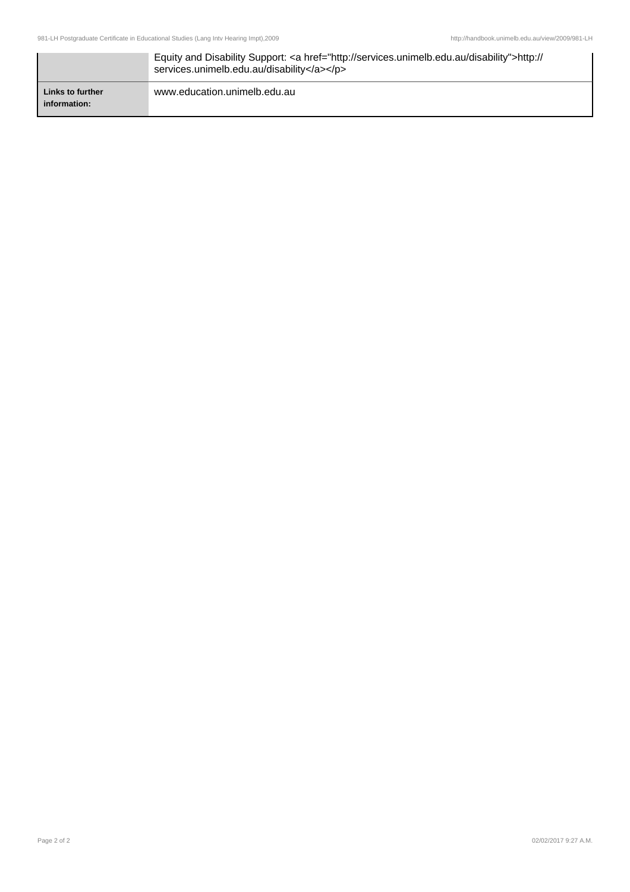| | |
|---|---|
| | Equity and Disability Support: <a href="http://services.unimelb.edu.au/disability">http://services.unimelb.edu.au/disability</a></p> |
| **Links to further information:** | www.education.unimelb.edu.au |